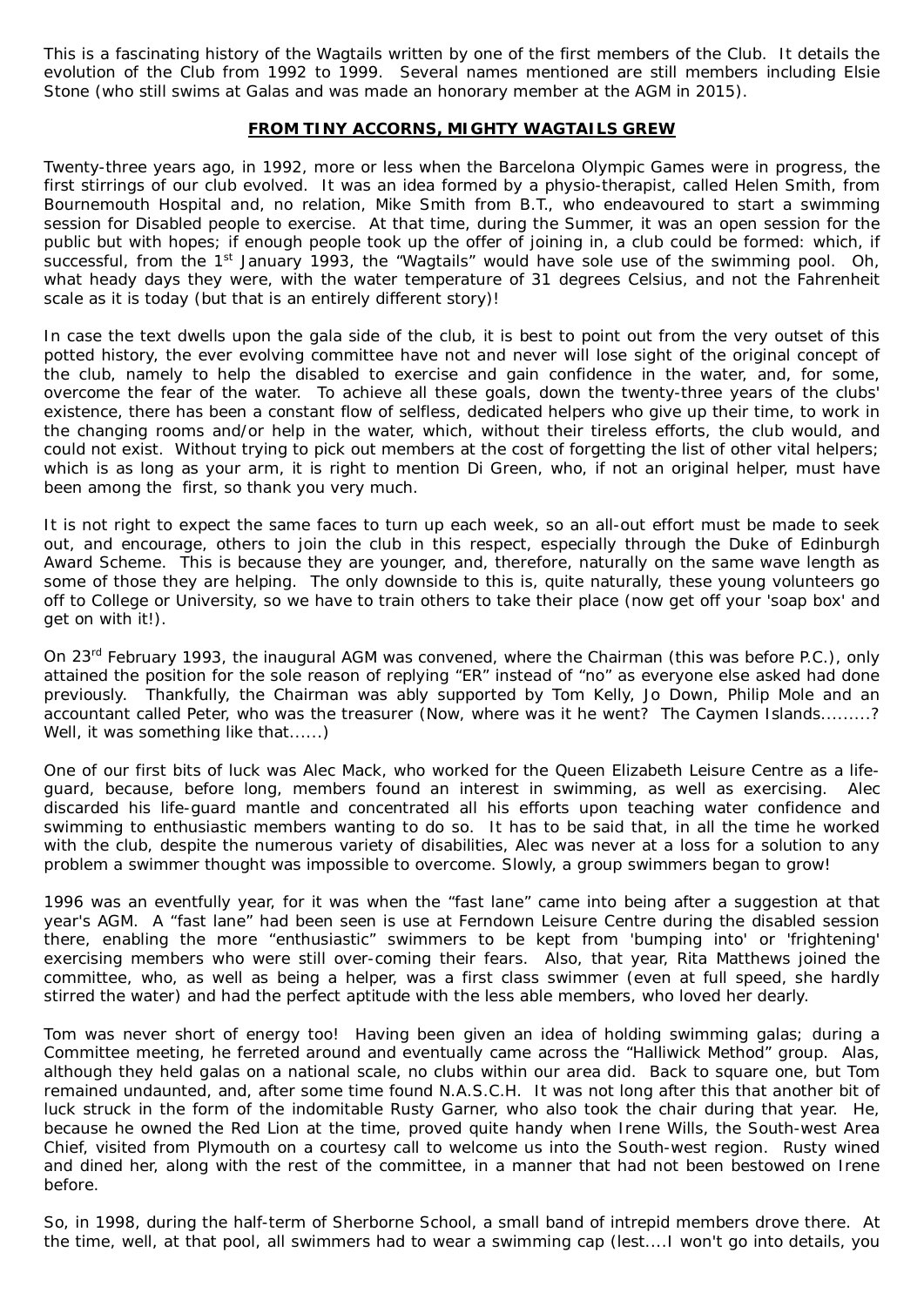This is a fascinating history of the Wagtails written by one of the first members of the Club. It details the evolution of the Club from 1992 to 1999. Several names mentioned are still members including Elsie Stone (who still swims at Galas and was made an honorary member at the AGM in 2015).

## **FROM TINY ACCORNS, MIGHTY WAGTAILS GREW**

Twenty-three years ago, in 1992, more or less when the Barcelona Olympic Games were in progress, the first stirrings of our club evolved. It was an idea formed by a physio-therapist, called Helen Smith, from Bournemouth Hospital and, no relation, Mike Smith from B.T., who endeavoured to start a swimming session for Disabled people to exercise. At that time, during the Summer, it was an open session for the public but with hopes; if enough people took up the offer of joining in, a club could be formed: which, if successful, from the 1st January 1993, the "Wagtails" would have sole use of the swimming pool. Oh, what heady days they were, with the water temperature of 31 degrees Celsius, and not the Fahrenheit scale as it is today (but that is an entirely different story)!

In case the text dwells upon the gala side of the club, it is best to point out from the very outset of this potted history, the ever evolving committee have not and never will lose sight of the original concept of the club, namely to help the disabled to exercise and gain confidence in the water, and, for some, overcome the fear of the water. To achieve all these goals, down the twenty-three years of the clubs' existence, there has been a constant flow of selfless, dedicated helpers who give up their time, to work in the changing rooms and/or help in the water, which, without their tireless efforts, the club would, and could not exist. Without trying to pick out members at the cost of forgetting the list of other vital helpers; which is as long as your arm, it is right to mention Di Green, who, if not an original helper, must have been among the first, so thank you very much.

It is not right to expect the same faces to turn up each week, so an all-out effort must be made to seek out, and encourage, others to join the club in this respect, especially through the Duke of Edinburgh Award Scheme. This is because they are younger, and, therefore, naturally on the same wave length as some of those they are helping. The only downside to this is, quite naturally, these young volunteers go off to College or University, so we have to train others to take their place (now get off your 'soap box' and get on with it!).

On 23rd February 1993, the inaugural AGM was convened, where the Chairman (this was before P.C.), only attained the position for the sole reason of replying "ER" instead of "no" as everyone else asked had done previously. Thankfully, the Chairman was ably supported by Tom Kelly, Jo Down, Philip Mole and an accountant called Peter, who was the treasurer (Now, where was it he went? The Caymen Islands.........? Well, it was something like that......)

One of our first bits of luck was Alec Mack, who worked for the Queen Elizabeth Leisure Centre as a life-guard, because, before long, members found an interest in swimming, as well as exercising. Alec discarded his life-guard mantle and concentrated all his efforts upon teaching water confidence and swimming to enthusiastic members wanting to do so. It has to be said that, in all the time he worked with the club, despite the numerous variety of disabilities, Alec was never at a loss for a solution to any problem a swimmer thought was impossible to overcome. Slowly, a group swimmers began to grow!

1996 was an eventfully year, for it was when the "fast lane" came into being after a suggestion at that year's AGM. A "fast lane" had been seen is use at Ferndown Leisure Centre during the disabled session there, enabling the more "enthusiastic" swimmers to be kept from 'bumping into' or 'frightening' exercising members who were still over-coming their fears. Also, that year, Rita Matthews joined the committee, who, as well as being a helper, was a first class swimmer (even at full speed, she hardly stirred the water) and had the perfect aptitude with the less able members, who loved her dearly.

Tom was never short of energy too! Having been given an idea of holding swimming galas; during a Committee meeting, he ferreted around and eventually came across the "Halliwick Method" group. Alas, although they held galas on a national scale, no clubs within our area did. Back to square one, but Tom remained undaunted, and, after some time found N.A.S.C.H. It was not long after this that another bit of luck struck in the form of the indomitable Rusty Garner, who also took the chair during that year. He, because he owned the Red Lion at the time, proved quite handy when Irene Wills, the South-west Area Chief, visited from Plymouth on a courtesy call to welcome us into the South-west region. Rusty wined and dined her, along with the rest of the committee, in a manner that had not been bestowed on Irene before.

So, in 1998, during the half-term of Sherborne School, a small band of intrepid members drove there. At the time, well, at that pool, all swimmers had to wear a swimming cap (lest....I won't go into details, you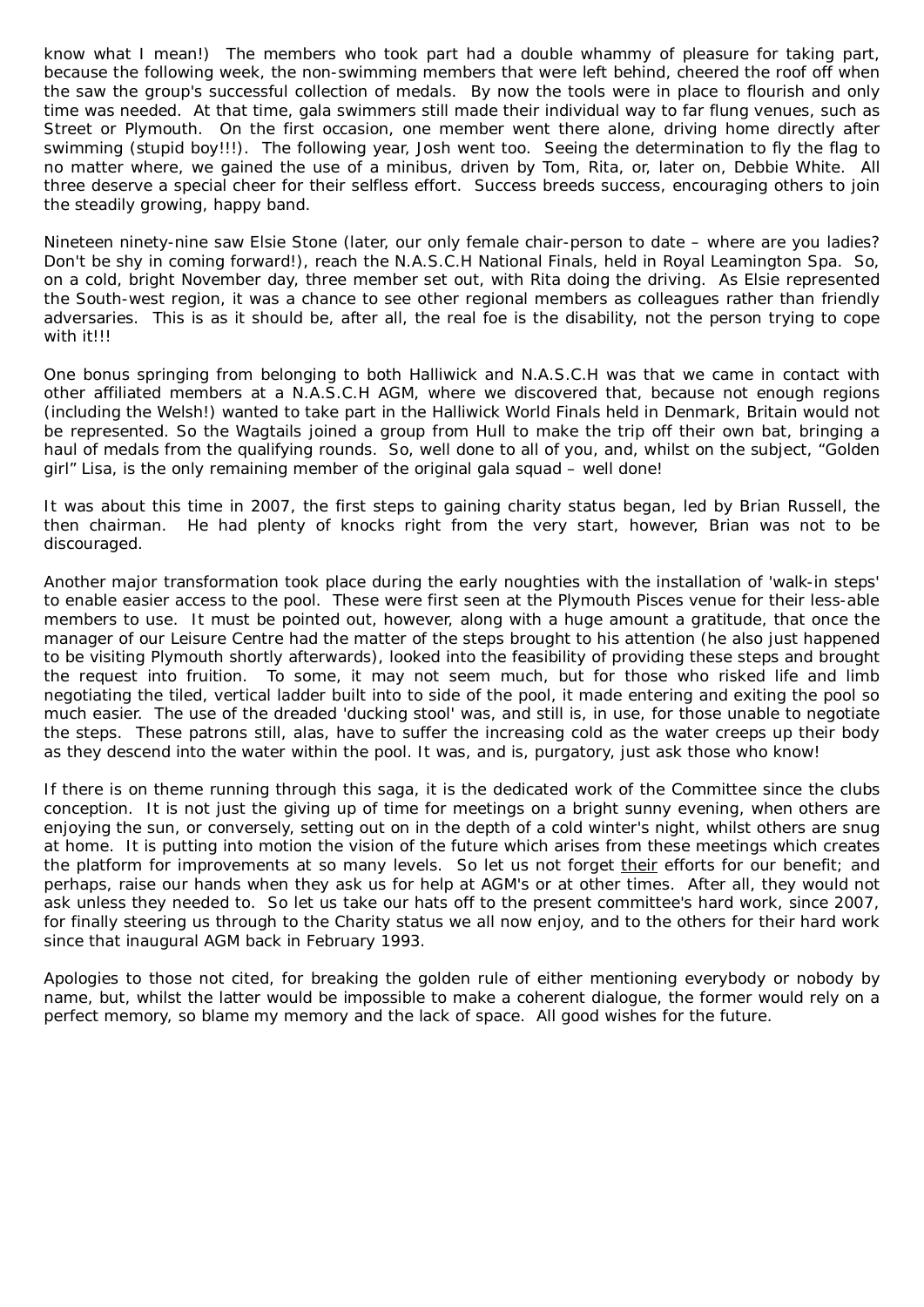know what I mean!) The members who took part had a double whammy of pleasure for taking part, because the following week, the non-swimming members that were left behind, cheered the roof off when the saw the group's successful collection of medals. By now the tools were in place to flourish and only time was needed. At that time, gala swimmers still made their individual way to far flung venues, such as Street or Plymouth. On the first occasion, one member went there alone, driving home directly after swimming (stupid boy!!!). The following year, Josh went too. Seeing the determination to fly the flag to no matter where, we gained the use of a minibus, driven by Tom, Rita, or, later on, Debbie White. All three deserve a special cheer for their selfless effort. Success breeds success, encouraging others to join the steadily growing, happy band.

Nineteen ninety-nine saw Elsie Stone (later, our only female chair-person to date – where are you ladies? Don't be shy in coming forward!), reach the N.A.S.C.H National Finals, held in Royal Leamington Spa. So, on a cold, bright November day, three member set out, with Rita doing the driving. As Elsie represented the South-west region, it was a chance to see other regional members as colleagues rather than friendly adversaries. This is as it should be, after all, the real foe is the disability, not the person trying to cope with it!!!

One bonus springing from belonging to both Halliwick and N.A.S.C.H was that we came in contact with other affiliated members at a N.A.S.C.H AGM, where we discovered that, because not enough regions (including the Welsh!) wanted to take part in the Halliwick World Finals held in Denmark, Britain would not be represented. So the Wagtails joined a group from Hull to make the trip off their own bat, bringing a haul of medals from the qualifying rounds. So, well done to all of you, and, whilst on the subject, "Golden girl" Lisa, is the only remaining member of the original gala squad – well done!

It was about this time in 2007, the first steps to gaining charity status began, led by Brian Russell, the then chairman. He had plenty of knocks right from the very start, however, Brian was not to be discouraged.

Another major transformation took place during the early noughties with the installation of 'walk-in steps' to enable easier access to the pool. These were first seen at the Plymouth Pisces venue for their less-able members to use. It must be pointed out, however, along with a huge amount a gratitude, that once the manager of our Leisure Centre had the matter of the steps brought to his attention (he also just happened to be visiting Plymouth shortly afterwards), looked into the feasibility of providing these steps and brought the request into fruition. To some, it may not seem much, but for those who risked life and limb negotiating the tiled, vertical ladder built into to side of the pool, it made entering and exiting the pool so much easier. The use of the dreaded 'ducking stool' was, and still is, in use, for those unable to negotiate the steps. These patrons still, alas, have to suffer the increasing cold as the water creeps up their body as they descend into the water within the pool. It was, and is, purgatory, just ask those who know!

If there is on theme running through this saga, it is the dedicated work of the Committee since the clubs conception. It is not just the giving up of time for meetings on a bright sunny evening, when others are enjoying the sun, or conversely, setting out on in the depth of a cold winter's night, whilst others are snug at home. It is putting into motion the vision of the future which arises from these meetings which creates the platform for improvements at so many levels. So let us not forget <u>their</u> efforts for our benefit; and perhaps, raise our hands when they ask us for help at AGM's or at other times. After all, they would not ask unless they needed to. So let us take our hats off to the present committee's hard work, since 2007, for finally steering us through to the Charity status we all now enjoy, and to the others for their hard work since that inaugural AGM back in February 1993.

Apologies to those not cited, for breaking the golden rule of either mentioning everybody or nobody by name, but, whilst the latter would be impossible to make a coherent dialogue, the former would rely on a perfect memory, so blame my memory and the lack of space. All good wishes for the future.